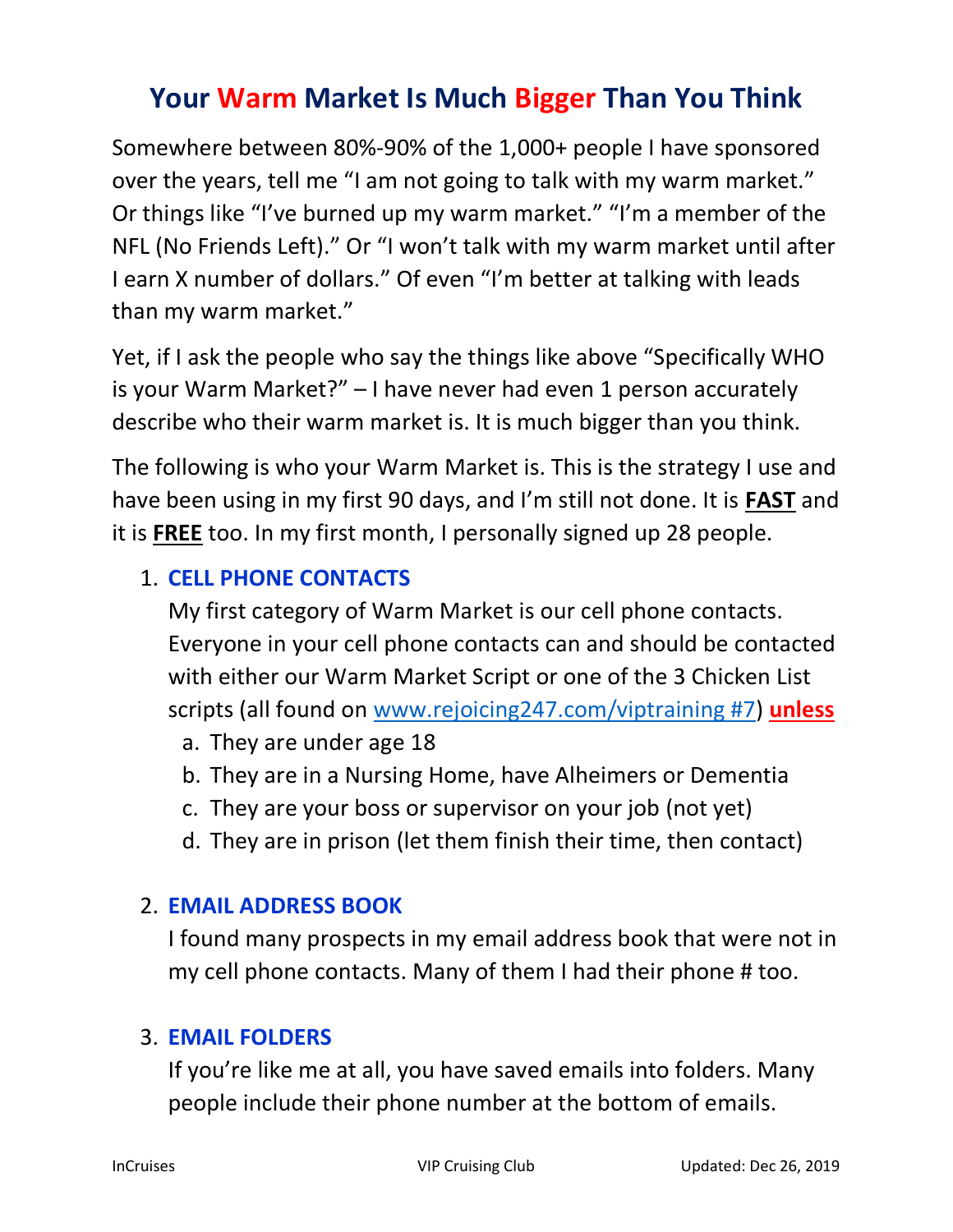# Your Warm Market Is Much Bigger Than You Think

Somewhere between 80%-90% of the 1,000+ people I have sponsored over the years, tell me "I am not going to talk with my warm market." Or things like "I've burned up my warm market." "I'm a member of the NFL (No Friends Left)." Or "I won't talk with my warm market until after I earn X number of dollars." Of even "I'm better at talking with leads than my warm market."

Yet, if I ask the people who say the things like above "Specifically WHO is your Warm Market?" – I have never had even 1 person accurately describe who their warm market is. It is much bigger than you think.

The following is who your Warm Market is. This is the strategy I use and have been using in my first 90 days, and I'm still not done. It is **FAST** and it is **FREE** too. In my first month, I personally signed up 28 people.

1. **CELL PHONE CONTACTS**

   My first category of Warm Market is our cell phone contacts. Everyone in your cell phone contacts can and should be contacted with either our Warm Market Script or one of the 3 Chicken List scripts (all found on www.rejoicing247.com/viptraining #7) **unless**

   a. They are under age 18
   b. They are in a Nursing Home, have Alheimers or Dementia
   c. They are your boss or supervisor on your job (not yet)
   d. They are in prison (let them finish their time, then contact)

2. **EMAIL ADDRESS BOOK**

   I found many prospects in my email address book that were not in my cell phone contacts. Many of them I had their phone # too.

3. **EMAIL FOLDERS**

   If you're like me at all, you have saved emails into folders. Many people include their phone number at the bottom of emails.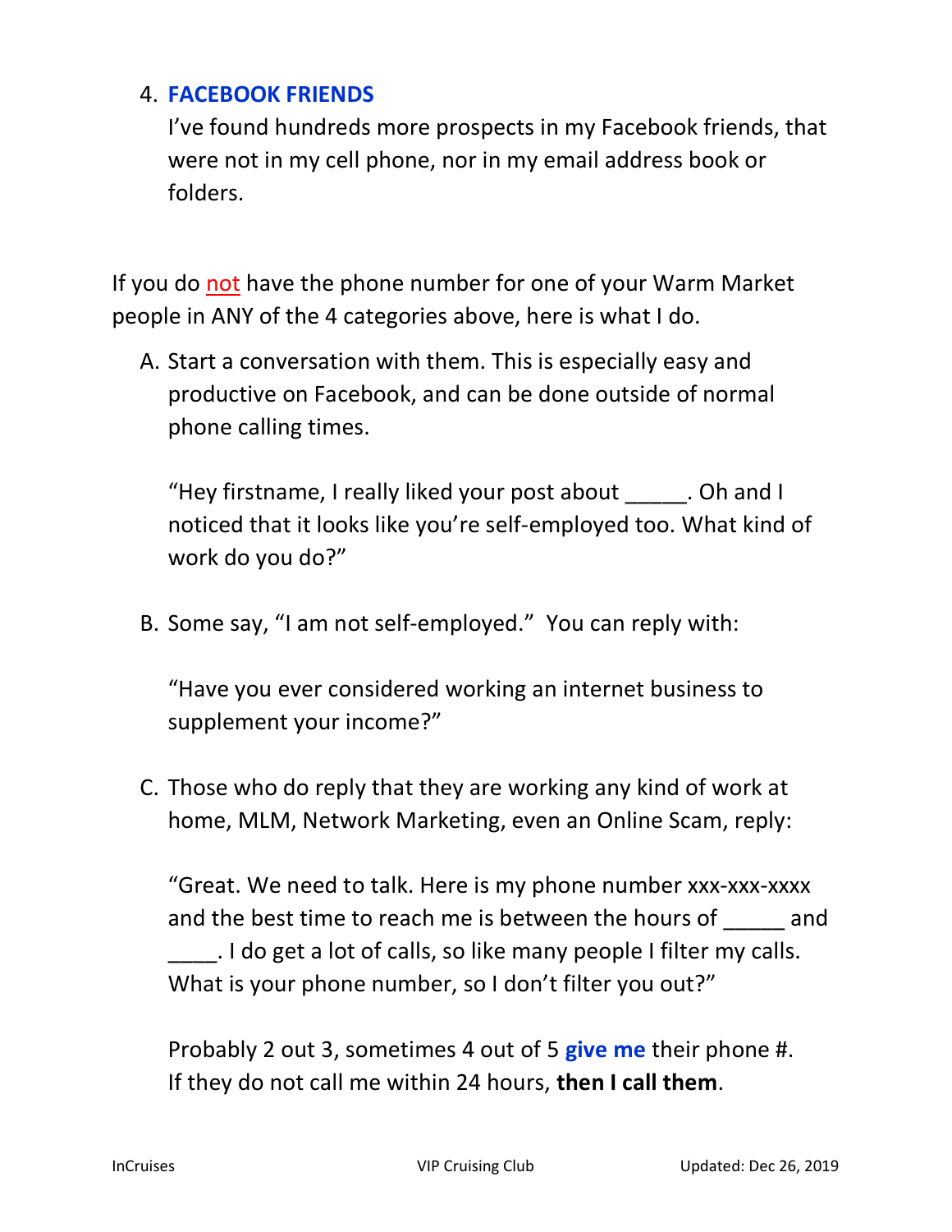4. **FACEBOOK FRIENDS**
   I've found hundreds more prospects in my Facebook friends, that were not in my cell phone, nor in my email address book or folders.

If you do not have the phone number for one of your Warm Market people in ANY of the 4 categories above, here is what I do.

A. Start a conversation with them. This is especially easy and productive on Facebook, and can be done outside of normal phone calling times.

   "Hey firstname, I really liked your post about _____. Oh and I noticed that it looks like you're self-employed too. What kind of work do you do?"

B. Some say, "I am not self-employed." You can reply with:

   "Have you ever considered working an internet business to supplement your income?"

C. Those who do reply that they are working any kind of work at home, MLM, Network Marketing, even an Online Scam, reply:

   "Great. We need to talk. Here is my phone number xxx-xxx-xxxx and the best time to reach me is between the hours of _____ and ____. I do get a lot of calls, so like many people I filter my calls. What is your phone number, so I don't filter you out?"

   Probably 2 out 3, sometimes 4 out of 5 **give me** their phone #. If they do not call me within 24 hours, **then I call them**.